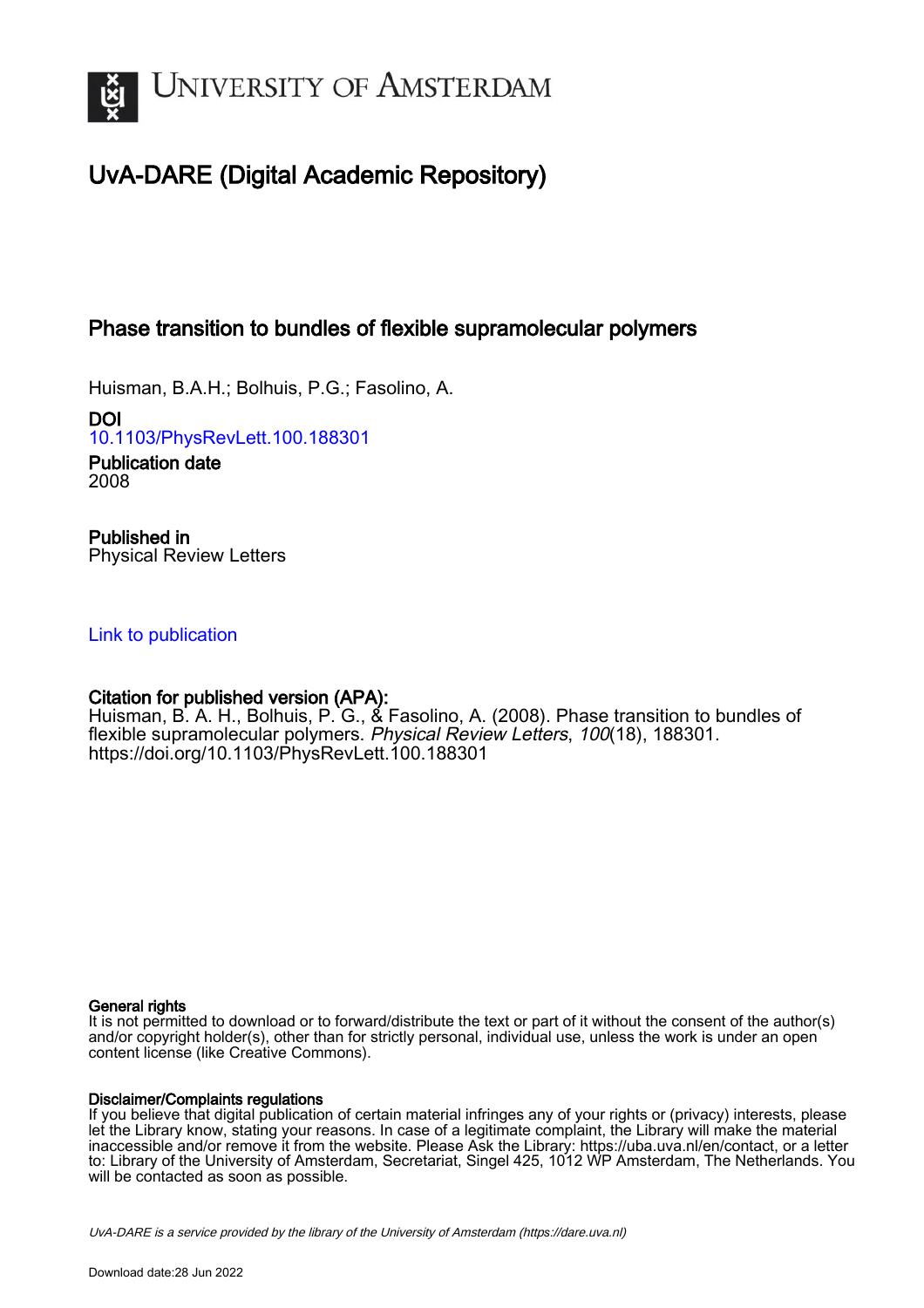# University of Amsterdam

## UvA-DARE (Digital Academic Repository)

### Phase transition to bundles of flexible supramolecular polymers

Huisman, B.A.H.; Bolhuis, P.G.; Fasolino, A.

**DOI**
10.1103/PhysRevLett.100.188301

**Publication date**
2008

**Published in**
Physical Review Letters

Link to publication

**Citation for published version (APA):**
Huisman, B. A. H., Bolhuis, P. G., & Fasolino, A. (2008). Phase transition to bundles of flexible supramolecular polymers. *Physical Review Letters*, *100*(18), 188301. https://doi.org/10.1103/PhysRevLett.100.188301

**General rights**
It is not permitted to download or to forward/distribute the text or part of it without the consent of the author(s) and/or copyright holder(s), other than for strictly personal, individual use, unless the work is under an open content license (like Creative Commons).

**Disclaimer/Complaints regulations**
If you believe that digital publication of certain material infringes any of your rights or (privacy) interests, please let the Library know, stating your reasons. In case of a legitimate complaint, the Library will make the material inaccessible and/or remove it from the website. Please Ask the Library: https://uba.uva.nl/en/contact, or a letter to: Library of the University of Amsterdam, Secretariat, Singel 425, 1012 WP Amsterdam, The Netherlands. You will be contacted as soon as possible.

UvA-DARE is a service provided by the library of the University of Amsterdam (https://dare.uva.nl)

Download date:28 Jun 2022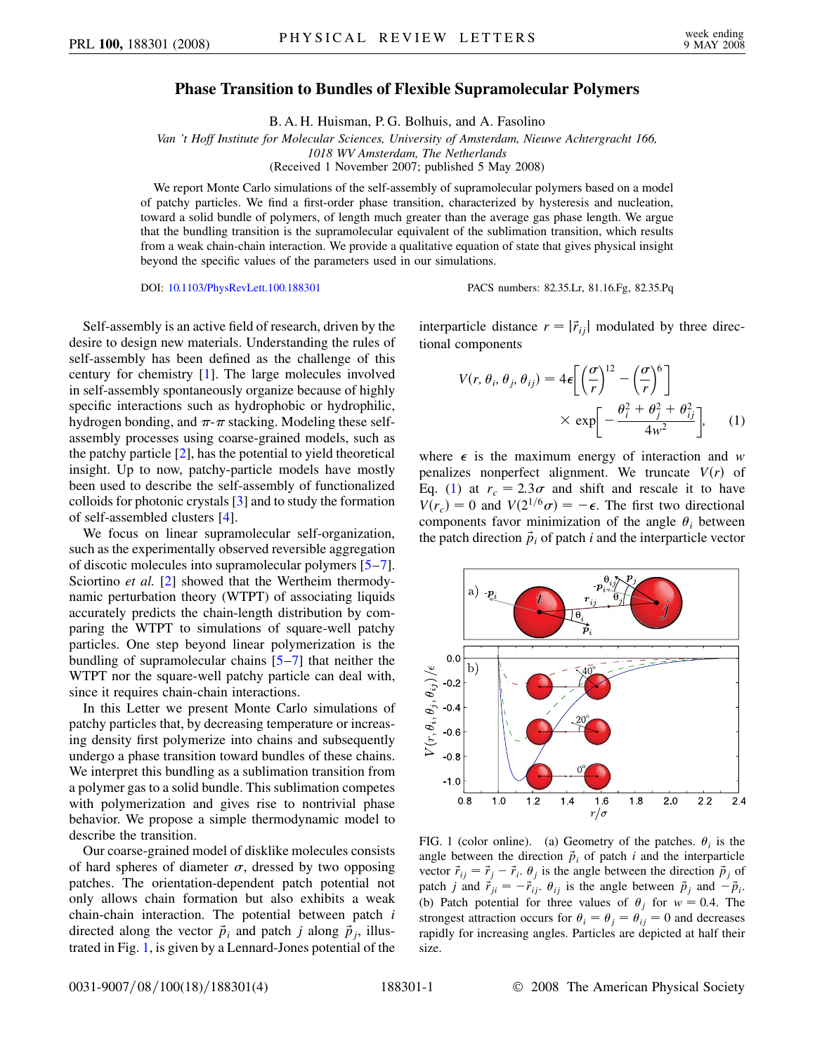# Phase Transition to Bundles of Flexible Supramolecular Polymers

B. A. H. Huisman, P. G. Bolhuis, and A. Fasolino

*Van 't Hoff Institute for Molecular Sciences, University of Amsterdam, Nieuwe Achtergracht 166, 1018 WV Amsterdam, The Netherlands*

(Received 1 November 2007; published 5 May 2008)

We report Monte Carlo simulations of the self-assembly of supramolecular polymers based on a model of patchy particles. We find a first-order phase transition, characterized by hysteresis and nucleation, toward a solid bundle of polymers, of length much greater than the average gas phase length. We argue that the bundling transition is the supramolecular equivalent of the sublimation transition, which results from a weak chain-chain interaction. We provide a qualitative equation of state that gives physical insight beyond the specific values of the parameters used in our simulations.

DOI: 10.1103/PhysRevLett.100.188301

PACS numbers: 82.35.Lr, 81.16.Fg, 82.35.Pq

Self-assembly is an active field of research, driven by the desire to design new materials. Understanding the rules of self-assembly has been defined as the challenge of this century for chemistry [1]. The large molecules involved in self-assembly spontaneously organize because of highly specific interactions such as hydrophobic or hydrophilic, hydrogen bonding, and $\pi$-$\pi$ stacking. Modeling these self-assembly processes using coarse-grained models, such as the patchy particle [2], has the potential to yield theoretical insight. Up to now, patchy-particle models have mostly been used to describe the self-assembly of functionalized colloids for photonic crystals [3] and to study the formation of self-assembled clusters [4].

We focus on linear supramolecular self-organization, such as the experimentally observed reversible aggregation of discotic molecules into supramolecular polymers [5–7]. Sciortino *et al.* [2] showed that the Wertheim thermodynamic perturbation theory (WTPT) of associating liquids accurately predicts the chain-length distribution by comparing the WTPT to simulations of square-well patchy particles. One step beyond linear polymerization is the bundling of supramolecular chains [5–7] that neither the WTPT nor the square-well patchy particle can deal with, since it requires chain-chain interactions.

In this Letter we present Monte Carlo simulations of patchy particles that, by decreasing temperature or increasing density first polymerize into chains and subsequently undergo a phase transition toward bundles of these chains. We interpret this bundling as a sublimation transition from a polymer gas to a solid bundle. This sublimation competes with polymerization and gives rise to nontrivial phase behavior. We propose a simple thermodynamic model to describe the transition.

Our coarse-grained model of disklike molecules consists of hard spheres of diameter $\sigma$, dressed by two opposing patches. The orientation-dependent patch potential not only allows chain formation but also exhibits a weak chain-chain interaction. The potential between patch $i$ directed along the vector $\vec{p}_i$ and patch $j$ along $\vec{p}_j$, illustrated in Fig. 1, is given by a Lennard-Jones potential of the interparticle distance $r = |\vec{r}_{ij}|$ modulated by three directional components

$$V(r, \theta_i, \theta_j, \theta_{ij}) = 4\epsilon\left[\left(\frac{\sigma}{r}\right)^{12} - \left(\frac{\sigma}{r}\right)^{6}\right] \times \exp\left[-\frac{\theta_i^2 + \theta_j^2 + \theta_{ij}^2}{4w^2}\right], \quad (1)$$

where $\epsilon$ is the maximum energy of interaction and $w$ penalizes nonperfect alignment. We truncate $V(r)$ of Eq. (1) at $r_c = 2.3\sigma$ and shift and rescale it to have $V(r_c) = 0$ and $V(2^{1/6}\sigma) = -\epsilon$. The first two directional components favor minimization of the angle $\theta_i$ between the patch direction $\vec{p}_i$ of patch $i$ and the interparticle vector

FIG. 1 (color online). (a) Geometry of the patches. $\theta_i$ is the angle between the direction $\vec{p}_i$ of patch $i$ and the interparticle vector $\vec{r}_{ij} = \vec{r}_j - \vec{r}_i$. $\theta_j$ is the angle between the direction $\vec{p}_j$ of patch $j$ and $\vec{r}_{ji} = -\vec{r}_{ij}$. $\theta_{ij}$ is the angle between $\vec{p}_j$ and $-\vec{p}_i$. (b) Patch potential for three values of $\theta_j$ for $w = 0.4$. The strongest attraction occurs for $\theta_i = \theta_j = \theta_{ij} = 0$ and decreases rapidly for increasing angles. Particles are depicted at half their size.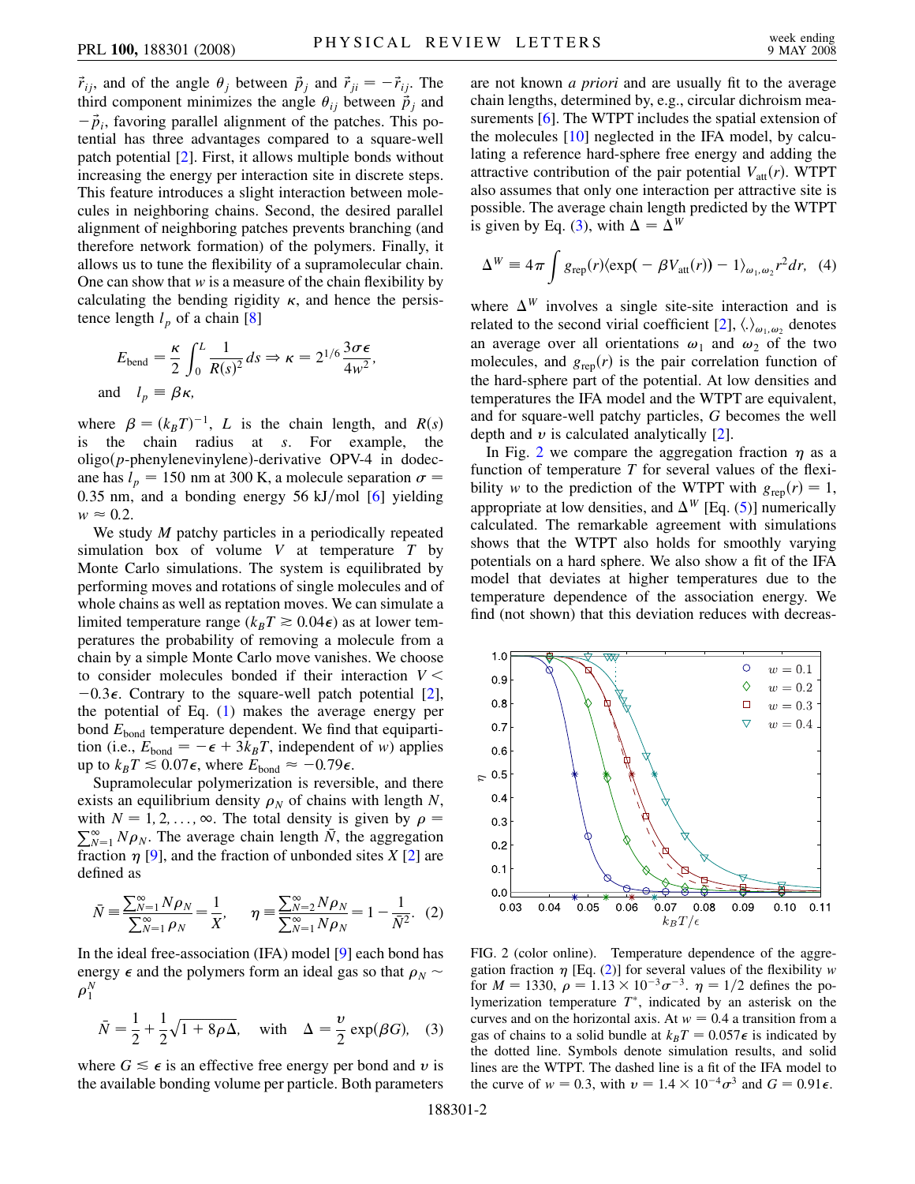$\vec{r}_{ij}$, and of the angle $\theta_j$ between $\vec{p}_j$ and $\vec{r}_{ji} = -\vec{r}_{ij}$. The third component minimizes the angle $\theta_{ij}$ between $\vec{p}_j$ and $-\vec{p}_i$, favoring parallel alignment of the patches. This potential has three advantages compared to a square-well patch potential [2]. First, it allows multiple bonds without increasing the energy per interaction site in discrete steps. This feature introduces a slight interaction between molecules in neighboring chains. Second, the desired parallel alignment of neighboring patches prevents branching (and therefore network formation) of the polymers. Finally, it allows us to tune the flexibility of a supramolecular chain. One can show that $w$ is a measure of the chain flexibility by calculating the bending rigidity $\kappa$, and hence the persistence length $l_p$ of a chain [8]

$$E_{\rm bend} = \frac{\kappa}{2}\int_0^L \frac{1}{R(s)^2}\,ds \Rightarrow \kappa = 2^{1/6}\frac{3\sigma\epsilon}{4w^2},$$

$$\text{and} \quad l_p \equiv \beta\kappa,$$

where $\beta = (k_B T)^{-1}$, $L$ is the chain length, and $R(s)$ is the chain radius at $s$. For example, the oligo($p$-phenylenevinylene)-derivative OPV-4 in dodecane has $l_p = 150$ nm at 300 K, a molecule separation $\sigma = 0.35$ nm, and a bonding energy 56 kJ/mol [6] yielding $w \approx 0.2$.

We study $M$ patchy particles in a periodically repeated simulation box of volume $V$ at temperature $T$ by Monte Carlo simulations. The system is equilibrated by performing moves and rotations of single molecules and of whole chains as well as reptation moves. We can simulate a limited temperature range ($k_B T \gtrsim 0.04\epsilon$) as at lower temperatures the probability of removing a molecule from a chain by a simple Monte Carlo move vanishes. We choose to consider molecules bonded if their interaction $V < -0.3\epsilon$. Contrary to the square-well patch potential [2], the potential of Eq. (1) makes the average energy per bond $E_{\rm bond}$ temperature dependent. We find that equipartition (i.e., $E_{\rm bond} = -\epsilon + 3k_B T$, independent of $w$) applies up to $k_B T \lesssim 0.07\epsilon$, where $E_{\rm bond} \approx -0.79\epsilon$.

Supramolecular polymerization is reversible, and there exists an equilibrium density $\rho_N$ of chains with length $N$, with $N = 1, 2, \ldots, \infty$. The total density is given by $\rho = \sum_{N=1}^{\infty} N\rho_N$. The average chain length $\bar{N}$, the aggregation fraction $\eta$ [9], and the fraction of unbonded sites $X$ [2] are defined as

$$\bar{N} \equiv \frac{\sum_{N=1}^{\infty} N\rho_N}{\sum_{N=1}^{\infty}\rho_N} = \frac{1}{X}, \qquad \eta \equiv \frac{\sum_{N=2}^{\infty} N\rho_N}{\sum_{N=1}^{\infty} N\rho_N} = 1 - \frac{1}{\bar{N}^2}. \quad (2)$$

In the ideal free-association (IFA) model [9] each bond has energy $\epsilon$ and the polymers form an ideal gas so that $\rho_N \sim \rho_1^N$

$$\bar{N} = \frac{1}{2} + \frac{1}{2}\sqrt{1 + 8\rho\Delta}, \quad \text{with} \quad \Delta = \frac{v}{2}\exp(\beta G), \quad (3)$$

where $G \lesssim \epsilon$ is an effective free energy per bond and $v$ is the available bonding volume per particle. Both parameters are not known *a priori* and are usually fit to the average chain lengths, determined by, e.g., circular dichroism measurements [6]. The WTPT includes the spatial extension of the molecules [10] neglected in the IFA model, by calculating a reference hard-sphere free energy and adding the attractive contribution of the pair potential $V_{\rm att}(r)$. WTPT also assumes that only one interaction per attractive site is possible. The average chain length predicted by the WTPT is given by Eq. (3), with $\Delta = \Delta^W$

$$\Delta^W \equiv 4\pi \int g_{\rm rep}(r)\langle \exp(-\beta V_{\rm att}(r)) - 1\rangle_{\omega_1,\omega_2} r^2 dr, \quad (4)$$

where $\Delta^W$ involves a single site-site interaction and is related to the second virial coefficient [2], $\langle . \rangle_{\omega_1,\omega_2}$ denotes an average over all orientations $\omega_1$ and $\omega_2$ of the two molecules, and $g_{\rm rep}(r)$ is the pair correlation function of the hard-sphere part of the potential. At low densities and temperatures the IFA model and the WTPT are equivalent, and for square-well patchy particles, $G$ becomes the well depth and $v$ is calculated analytically [2].

In Fig. 2 we compare the aggregation fraction $\eta$ as a function of temperature $T$ for several values of the flexibility $w$ to the prediction of the WTPT with $g_{\rm rep}(r) = 1$, appropriate at low densities, and $\Delta^W$ [Eq. (5)] numerically calculated. The remarkable agreement with simulations shows that the WTPT also holds for smoothly varying potentials on a hard sphere. We also show a fit of the IFA model that deviates at higher temperatures due to the temperature dependence of the association energy. We find (not shown) that this deviation reduces with decreas-

FIG. 2 (color online). Temperature dependence of the aggregation fraction $\eta$ [Eq. (2)] for several values of the flexibility $w$ for $M = 1330$, $\rho = 1.13 \times 10^{-3}\sigma^{-3}$. $\eta = 1/2$ defines the polymerization temperature $T^*$, indicated by an asterisk on the curves and on the horizontal axis. At $w = 0.4$ a transition from a gas of chains to a solid bundle at $k_B T = 0.057\epsilon$ is indicated by the dotted line. Symbols denote simulation results, and solid lines are the WTPT. The dashed line is a fit of the IFA model to the curve of $w = 0.3$, with $v = 1.4 \times 10^{-4}\sigma^3$ and $G = 0.91\epsilon$.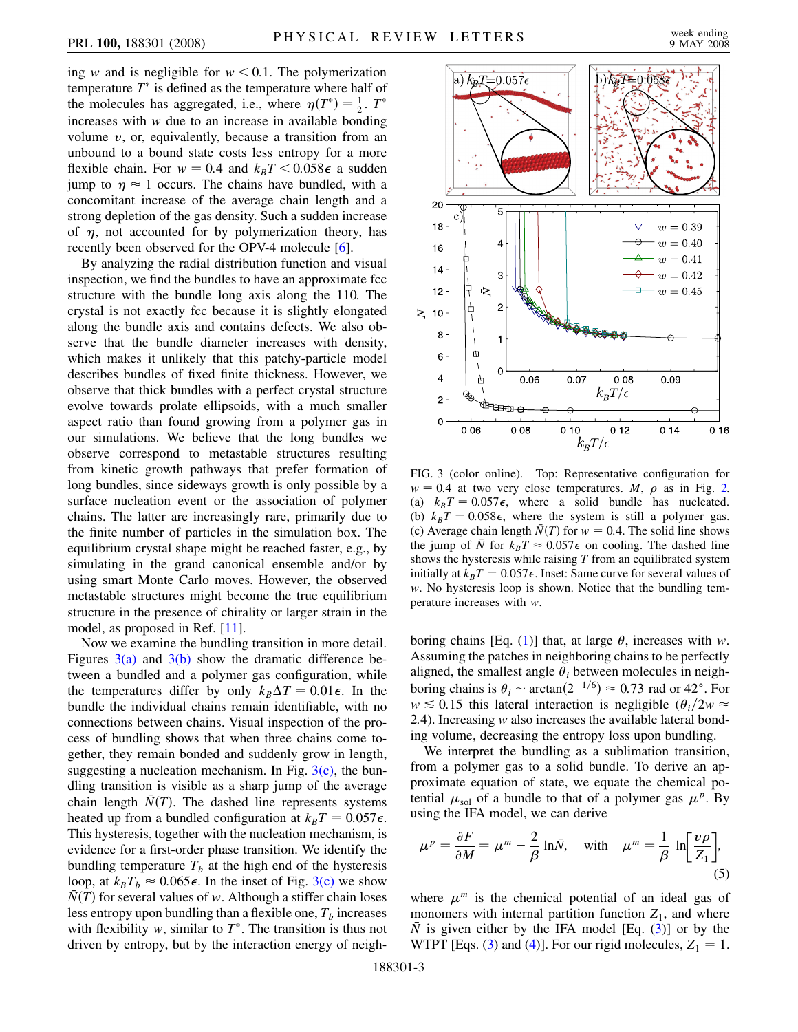ing $w$ and is negligible for $w < 0.1$. The polymerization temperature $T^*$ is defined as the temperature where half of the molecules has aggregated, i.e., where $\eta(T^*) = \frac{1}{2}$. $T^*$ increases with $w$ due to an increase in available bonding volume $v$, or, equivalently, because a transition from an unbound to a bound state costs less entropy for a more flexible chain. For $w = 0.4$ and $k_BT < 0.058\epsilon$ a sudden jump to $\eta \approx 1$ occurs. The chains have bundled, with a concomitant increase of the average chain length and a strong depletion of the gas density. Such a sudden increase of $\eta$, not accounted for by polymerization theory, has recently been observed for the OPV-4 molecule [6].

By analyzing the radial distribution function and visual inspection, we find the bundles to have an approximate fcc structure with the bundle long axis along the 110. The crystal is not exactly fcc because it is slightly elongated along the bundle axis and contains defects. We also observe that the bundle diameter increases with density, which makes it unlikely that this patchy-particle model describes bundles of fixed finite thickness. However, we observe that thick bundles with a perfect crystal structure evolve towards prolate ellipsoids, with a much smaller aspect ratio than found growing from a polymer gas in our simulations. We believe that the long bundles we observe correspond to metastable structures resulting from kinetic growth pathways that prefer formation of long bundles, since sideways growth is only possible by a surface nucleation event or the association of polymer chains. The latter are increasingly rare, primarily due to the finite number of particles in the simulation box. The equilibrium crystal shape might be reached faster, e.g., by simulating in the grand canonical ensemble and/or by using smart Monte Carlo moves. However, the observed metastable structures might become the true equilibrium structure in the presence of chirality or larger strain in the model, as proposed in Ref. [11].

Now we examine the bundling transition in more detail. Figures 3(a) and 3(b) show the dramatic difference between a bundled and a polymer gas configuration, while the temperatures differ by only $k_B\Delta T = 0.01\epsilon$. In the bundle the individual chains remain identifiable, with no connections between chains. Visual inspection of the process of bundling shows that when three chains come together, they remain bonded and suddenly grow in length, suggesting a nucleation mechanism. In Fig. 3(c), the bundling transition is visible as a sharp jump of the average chain length $\bar{N}(T)$. The dashed line represents systems heated up from a bundled configuration at $k_BT = 0.057\epsilon$. This hysteresis, together with the nucleation mechanism, is evidence for a first-order phase transition. We identify the bundling temperature $T_b$ at the high end of the hysteresis loop, at $k_BT_b \approx 0.065\epsilon$. In the inset of Fig. 3(c) we show $\bar{N}(T)$ for several values of $w$. Although a stiffer chain loses less entropy upon bundling than a flexible one, $T_b$ increases with flexibility $w$, similar to $T^*$. The transition is thus not driven by entropy, but by the interaction energy of neighboring chains [Eq. (1)] that, at large $\theta$, increases with $w$. Assuming the patches in neighboring chains to be perfectly aligned, the smallest angle $\theta_i$ between molecules in neighboring chains is $\theta_i \sim \arctan(2^{-1/6}) \approx 0.73$ rad or 42°. For $w \lesssim 0.15$ this lateral interaction is negligible ($\theta_i/2w \approx 2.4$). Increasing $w$ also increases the available lateral bonding volume, decreasing the entropy loss upon bundling.

FIG. 3 (color online). Top: Representative configuration for $w = 0.4$ at two very close temperatures. $M$, $\rho$ as in Fig. 2. (a) $k_BT = 0.057\epsilon$, where a solid bundle has nucleated. (b) $k_BT = 0.058\epsilon$, where the system is still a polymer gas. (c) Average chain length $\bar{N}(T)$ for $w = 0.4$. The solid line shows the jump of $\bar{N}$ for $k_BT \approx 0.057\epsilon$ on cooling. The dashed line shows the hysteresis while raising $T$ from an equilibrated system initially at $k_BT = 0.057\epsilon$. Inset: Same curve for several values of $w$. No hysteresis loop is shown. Notice that the bundling temperature increases with $w$.

We interpret the bundling as a sublimation transition, from a polymer gas to a solid bundle. To derive an approximate equation of state, we equate the chemical potential $\mu_{\rm sol}$ of a bundle to that of a polymer gas $\mu^p$. By using the IFA model, we can derive

$$\mu^p = \frac{\partial F}{\partial M} = \mu^m - \frac{2}{\beta}\ln\bar{N}, \quad \text{with} \quad \mu^m = \frac{1}{\beta}\ln\left[\frac{v\rho}{Z_1}\right], \tag{5}$$

where $\mu^m$ is the chemical potential of an ideal gas of monomers with internal partition function $Z_1$, and where $\bar{N}$ is given either by the IFA model [Eq. (3)] or by the WTPT [Eqs. (3) and (4)]. For our rigid molecules, $Z_1 = 1$.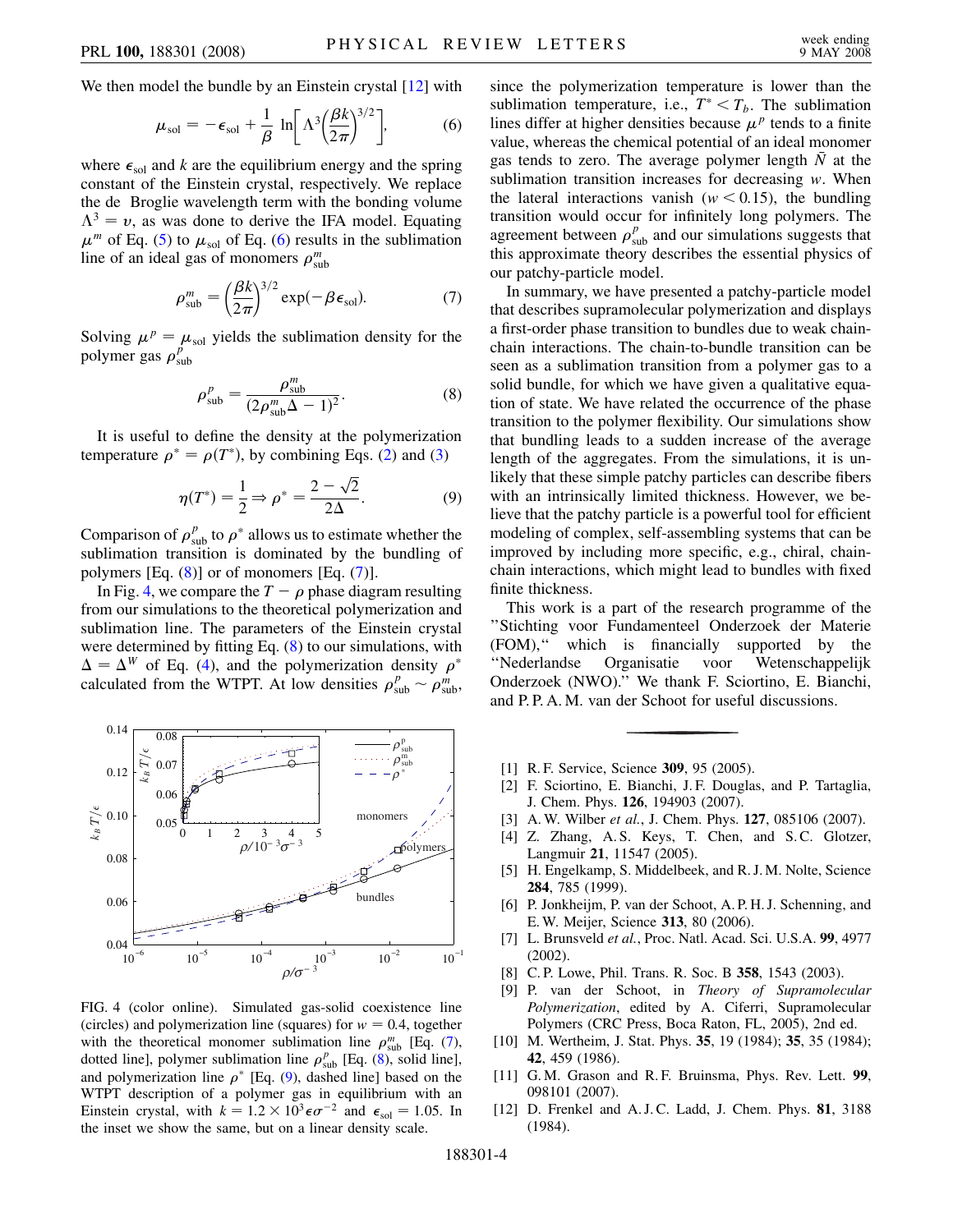We then model the bundle by an Einstein crystal [12] with

$$\mu_{\rm sol} = -\epsilon_{\rm sol} + \frac{1}{\beta}\ \ln\left[\Lambda^3\left(\frac{\beta k}{2\pi}\right)^{3/2}\right], \tag{6}$$

where $\epsilon_{\rm sol}$ and $k$ are the equilibrium energy and the spring constant of the Einstein crystal, respectively. We replace the de Broglie wavelength term with the bonding volume $\Lambda^3 = v$, as was done to derive the IFA model. Equating $\mu^m$ of Eq. (5) to $\mu_{\rm sol}$ of Eq. (6) results in the sublimation line of an ideal gas of monomers $\rho^m_{\rm sub}$

$$\rho^m_{\rm sub} = \left(\frac{\beta k}{2\pi}\right)^{3/2} \exp(-\beta\epsilon_{\rm sol}). \tag{7}$$

Solving $\mu^p = \mu_{\rm sol}$ yields the sublimation density for the polymer gas $\rho^p_{\rm sub}$

$$\rho^p_{\rm sub} = \frac{\rho^m_{\rm sub}}{(2\rho^m_{\rm sub}\Delta - 1)^2}. \tag{8}$$

It is useful to define the density at the polymerization temperature $\rho^* = \rho(T^*)$, by combining Eqs. (2) and (3)

$$\eta(T^*) = \frac{1}{2} \Rightarrow \rho^* = \frac{2 - \sqrt{2}}{2\Delta}. \tag{9}$$

Comparison of $\rho^p_{\rm sub}$ to $\rho^*$ allows us to estimate whether the sublimation transition is dominated by the bundling of polymers [Eq. (8)] or of monomers [Eq. (7)].

In Fig. 4, we compare the $T - \rho$ phase diagram resulting from our simulations to the theoretical polymerization and sublimation line. The parameters of the Einstein crystal were determined by fitting Eq. (8) to our simulations, with $\Delta = \Delta^W$ of Eq. (4), and the polymerization density $\rho^*$ calculated from the WTPT. At low densities $\rho^p_{\rm sub} \sim \rho^m_{\rm sub}$, since the polymerization temperature is lower than the sublimation temperature, i.e., $T^* < T_b$. The sublimation lines differ at higher densities because $\mu^p$ tends to a finite value, whereas the chemical potential of an ideal monomer gas tends to zero. The average polymer length $\bar{N}$ at the sublimation transition increases for decreasing $w$. When the lateral interactions vanish ($w < 0.15$), the bundling transition would occur for infinitely long polymers. The agreement between $\rho^p_{\rm sub}$ and our simulations suggests that this approximate theory describes the essential physics of our patchy-particle model.

$k_B T/\epsilon$

$\rho/\sigma^{-3}$

$\rho/10^{-3}\sigma^{-3}$

$\rho^p_{\rm sub}$

$\rho^m_{\rm sub}$

$\rho^*$

monomers

polymers

bundles

FIG. 4 (color online). Simulated gas-solid coexistence line (circles) and polymerization line (squares) for $w = 0.4$, together with the theoretical monomer sublimation line $\rho^m_{\rm sub}$ [Eq. (7), dotted line], polymer sublimation line $\rho^p_{\rm sub}$ [Eq. (8), solid line], and polymerization line $\rho^*$ [Eq. (9), dashed line] based on the WTPT description of a polymer gas in equilibrium with an Einstein crystal, with $k = 1.2 \times 10^3 \epsilon\sigma^{-2}$ and $\epsilon_{\rm sol} = 1.05$. In the inset we show the same, but on a linear density scale.

In summary, we have presented a patchy-particle model that describes supramolecular polymerization and displays a first-order phase transition to bundles due to weak chain-chain interactions. The chain-to-bundle transition can be seen as a sublimation transition from a polymer gas to a solid bundle, for which we have given a qualitative equation of state. We have related the occurrence of the phase transition to the polymer flexibility. Our simulations show that bundling leads to a sudden increase of the average length of the aggregates. From the simulations, it is unlikely that these simple patchy particles can describe fibers with an intrinsically limited thickness. However, we believe that the patchy particle is a powerful tool for efficient modeling of complex, self-assembling systems that can be improved by including more specific, e.g., chiral, chain-chain interactions, which might lead to bundles with fixed finite thickness.

This work is a part of the research programme of the "Stichting voor Fundamenteel Onderzoek der Materie (FOM)," which is financially supported by the "Nederlandse Organisatie voor Wetenschappelijk Onderzoek (NWO)." We thank F. Sciortino, E. Bianchi, and P. P. A. M. van der Schoot for useful discussions.

[1] R. F. Service, Science **309**, 95 (2005).
[2] F. Sciortino, E. Bianchi, J. F. Douglas, and P. Tartaglia, J. Chem. Phys. **126**, 194903 (2007).
[3] A. W. Wilber *et al.*, J. Chem. Phys. **127**, 085106 (2007).
[4] Z. Zhang, A. S. Keys, T. Chen, and S. C. Glotzer, Langmuir **21**, 11547 (2005).
[5] H. Engelkamp, S. Middelbeek, and R. J. M. Nolte, Science **284**, 785 (1999).
[6] P. Jonkheijm, P. van der Schoot, A. P. H. J. Schenning, and E. W. Meijer, Science **313**, 80 (2006).
[7] L. Brunsveld *et al.*, Proc. Natl. Acad. Sci. U.S.A. **99**, 4977 (2002).
[8] C. P. Lowe, Phil. Trans. R. Soc. B **358**, 1543 (2003).
[9] P. van der Schoot, in *Theory of Supramolecular Polymerization*, edited by A. Ciferri, Supramolecular Polymers (CRC Press, Boca Raton, FL, 2005), 2nd ed.
[10] M. Wertheim, J. Stat. Phys. **35**, 19 (1984); **35**, 35 (1984); **42**, 459 (1986).
[11] G. M. Grason and R. F. Bruinsma, Phys. Rev. Lett. **99**, 098101 (2007).
[12] D. Frenkel and A. J. C. Ladd, J. Chem. Phys. **81**, 3188 (1984).